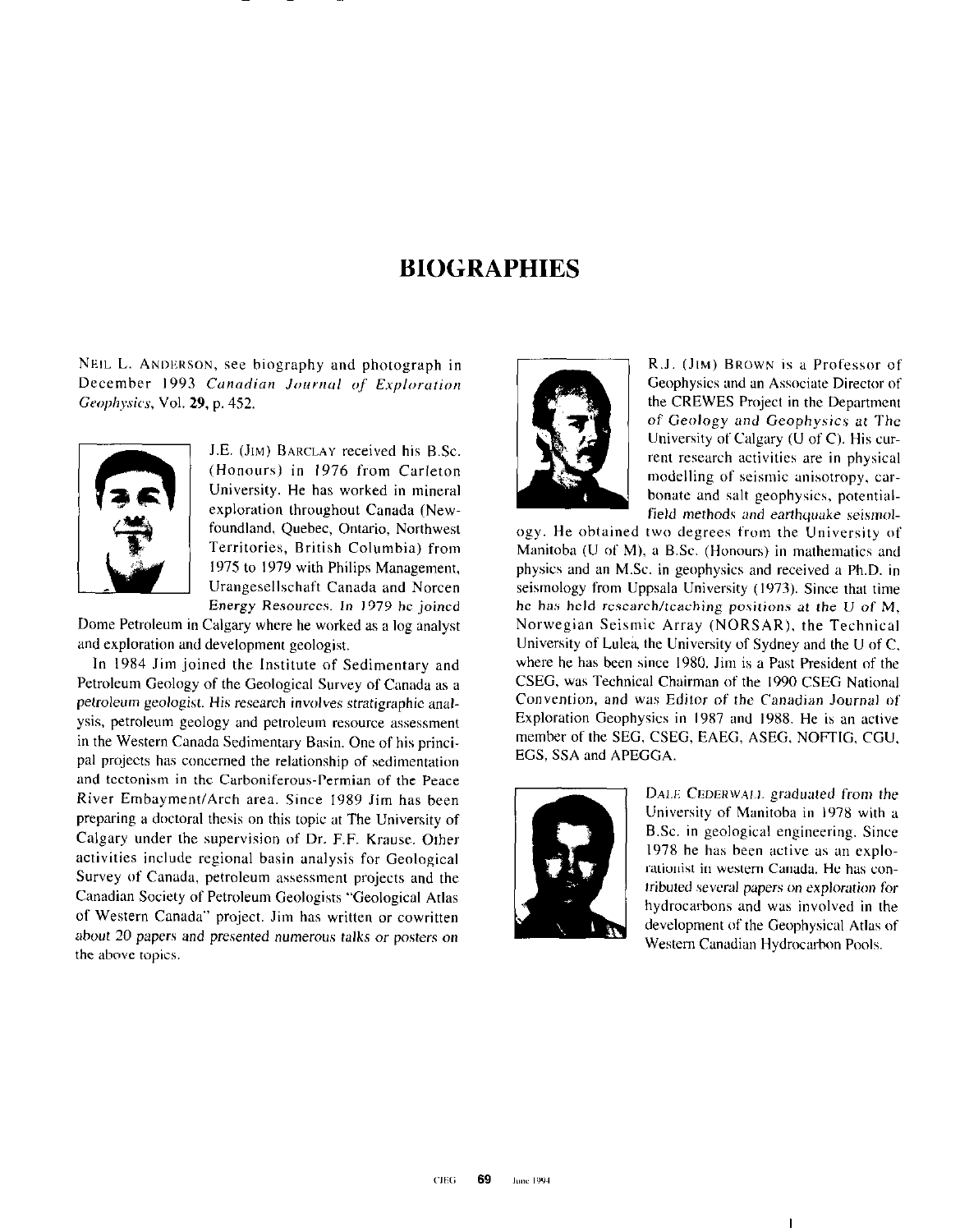# BIOGRAPHIES

NEIL L. ANDERSON, see biography and photograph in December 1993 *Canadian Journal of Exploration Geophysics*, Vol. **29**, p. 452.

J.E. (JIM) BARCLAY received his B.Sc. (Honours) in 1976 from Carleton University. He has worked in mineral exploration throughout Canada (Newfoundland, Quebec, Ontario, Northwest Territories, British Columbia) from 1975 to 1979 with Philips Management, Urangesellschaft Canada and Norcen Energy Resources. In 1979 he joined Dome Petroleum in Calgary where he worked as a log analyst and exploration and development geologist.

In 1984 Jim joined the Institute of Sedimentary and Petroleum Geology of the Geological Survey of Canada as a petroleum geologist. His research involves stratigraphic analysis, petroleum geology and petroleum resource assessment in the Western Canada Sedimentary Basin. One of his principal projects has concerned the relationship of sedimentation and tectonism in the Carboniferous-Permian of the Peace River Embayment/Arch area. Since 1989 Jim has been preparing a doctoral thesis on this topic at The University of Calgary under the supervision of Dr. F.F. Krause. Other activities include regional basin analysis for Geological Survey of Canada, petroleum assessment projects and the Canadian Society of Petroleum Geologists "Geological Atlas of Western Canada" project. Jim has written or cowritten about 20 papers and presented numerous talks or posters on the above topics.

R.J. (JIM) BROWN is a Professor of Geophysics and an Associate Director of the CREWES Project in the Department of Geology and Geophysics at The University of Calgary (U of C). His current research activities are in physical modelling of seismic anisotropy, carbonate and salt geophysics, potential-field methods and earthquake seismology. He obtained two degrees from the University of Manitoba (U of M), a B.Sc. (Honours) in mathematics and physics and an M.Sc. in geophysics and received a Ph.D. in seismology from Uppsala University (1973). Since that time he has held research/teaching positions at the U of M, Norwegian Seismic Array (NORSAR), the Technical University of Luleå, the University of Sydney and the U of C, where he has been since 1980. Jim is a Past President of the CSEG, was Technical Chairman of the 1990 CSEG National Convention, and was Editor of the Canadian Journal of Exploration Geophysics in 1987 and 1988. He is an active member of the SEG, CSEG, EAEG, ASEG, NOFTIG, CGU, EGS, SSA and APEGGA.

DALE CEDERWALL graduated from the University of Manitoba in 1978 with a B.Sc. in geological engineering. Since 1978 he has been active as an explorationist in western Canada. He has contributed several papers on exploration for hydrocarbons and was involved in the development of the Geophysical Atlas of Western Canadian Hydrocarbon Pools.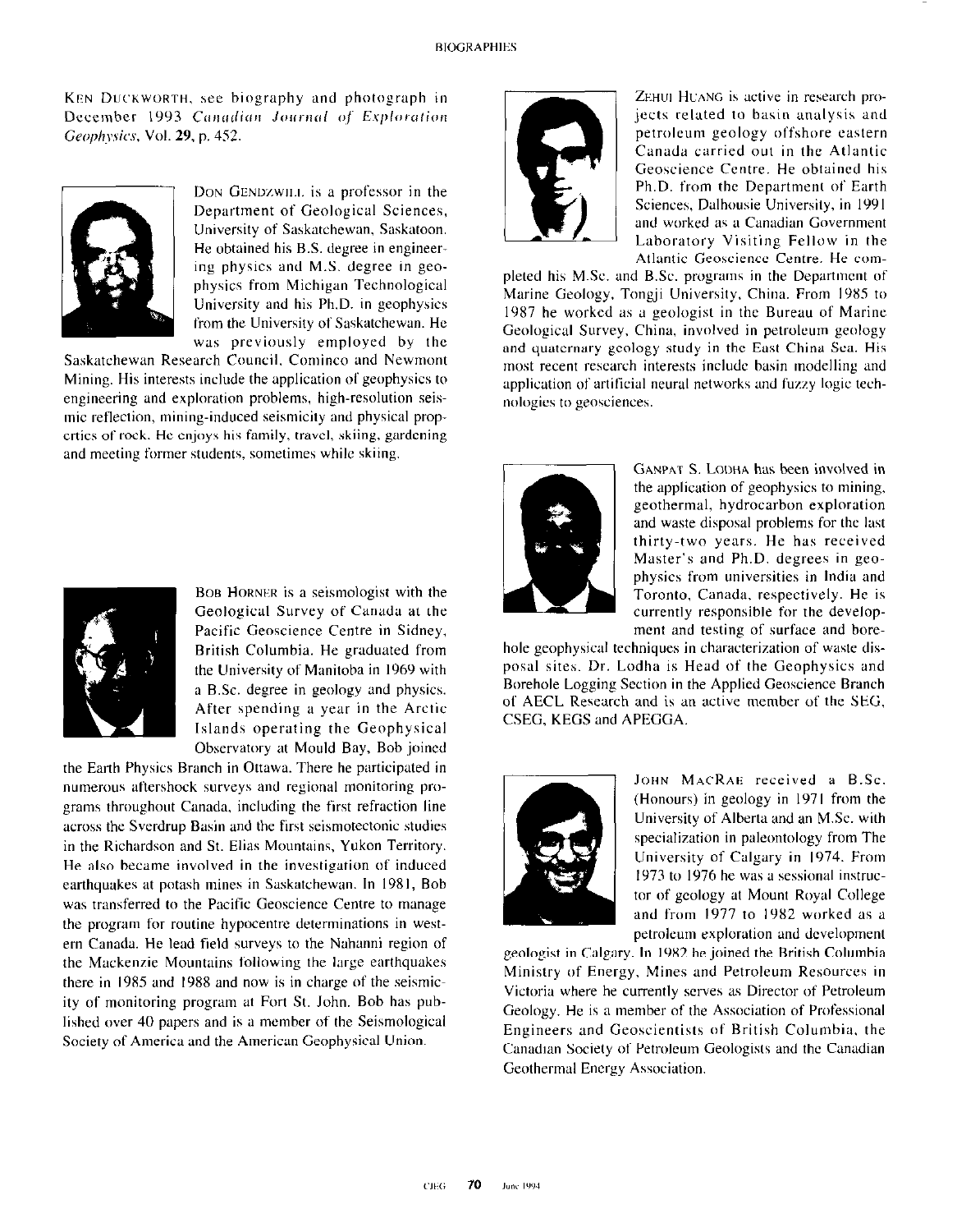## BIOGRAPHIES

KEN DUCKWORTH, see biography and photograph in December 1993 *Canadian Journal of Exploration Geophysics*, Vol. **29**, p. 452.

DON GENDZWILL is a professor in the Department of Geological Sciences, University of Saskatchewan, Saskatoon. He obtained his B.S. degree in engineering physics and M.S. degree in geophysics from Michigan Technological University and his Ph.D. in geophysics from the University of Saskatchewan. He was previously employed by the Saskatchewan Research Council, Cominco and Newmont Mining. His interests include the application of geophysics to engineering and exploration problems, high-resolution seismic reflection, mining-induced seismicity and physical properties of rock. He enjoys his family, travel, skiing, gardening and meeting former students, sometimes while skiing.

BOB HORNER is a seismologist with the Geological Survey of Canada at the Pacific Geoscience Centre in Sidney, British Columbia. He graduated from the University of Manitoba in 1969 with a B.Sc. degree in geology and physics. After spending a year in the Arctic Islands operating the Geophysical Observatory at Mould Bay, Bob joined the Earth Physics Branch in Ottawa. There he participated in numerous aftershock surveys and regional monitoring programs throughout Canada, including the first refraction line across the Sverdrup Basin and the first seismotectonic studies in the Richardson and St. Elias Mountains, Yukon Territory. He also became involved in the investigation of induced earthquakes at potash mines in Saskatchewan. In 1981, Bob was transferred to the Pacific Geoscience Centre to manage the program for routine hypocentre determinations in western Canada. He lead field surveys to the Nahanni region of the Mackenzie Mountains following the large earthquakes there in 1985 and 1988 and now is in charge of the seismicity of monitoring program at Fort St. John. Bob has published over 40 papers and is a member of the Seismological Society of America and the American Geophysical Union.

ZEHUI HUANG is active in research projects related to basin analysis and petroleum geology offshore eastern Canada carried out in the Atlantic Geoscience Centre. He obtained his Ph.D. from the Department of Earth Sciences, Dalhousie University, in 1991 and worked as a Canadian Government Laboratory Visiting Fellow in the Atlantic Geoscience Centre. He completed his M.Sc. and B.Sc. programs in the Department of Marine Geology, Tongji University, China. From 1985 to 1987 he worked as a geologist in the Bureau of Marine Geological Survey, China, involved in petroleum geology and quaternary geology study in the East China Sea. His most recent research interests include basin modelling and application of artificial neural networks and fuzzy logic technologies to geosciences.

GANPAT S. LODHA has been involved in the application of geophysics to mining, geothermal, hydrocarbon exploration and waste disposal problems for the last thirty-two years. He has received Master's and Ph.D. degrees in geophysics from universities in India and Toronto, Canada, respectively. He is currently responsible for the development and testing of surface and borehole geophysical techniques in characterization of waste disposal sites. Dr. Lodha is Head of the Geophysics and Borehole Logging Section in the Applied Geoscience Branch of AECL Research and is an active member of the SEG, CSEG, KEGS and APEGGA.

JOHN MACRAE received a B.Sc. (Honours) in geology in 1971 from the University of Alberta and an M.Sc. with specialization in paleontology from The University of Calgary in 1974. From 1973 to 1976 he was a sessional instructor of geology at Mount Royal College and from 1977 to 1982 worked as a petroleum exploration and development geologist in Calgary. In 1982 he joined the British Columbia Ministry of Energy, Mines and Petroleum Resources in Victoria where he currently serves as Director of Petroleum Geology. He is a member of the Association of Professional Engineers and Geoscientists of British Columbia, the Canadian Society of Petroleum Geologists and the Canadian Geothermal Energy Association.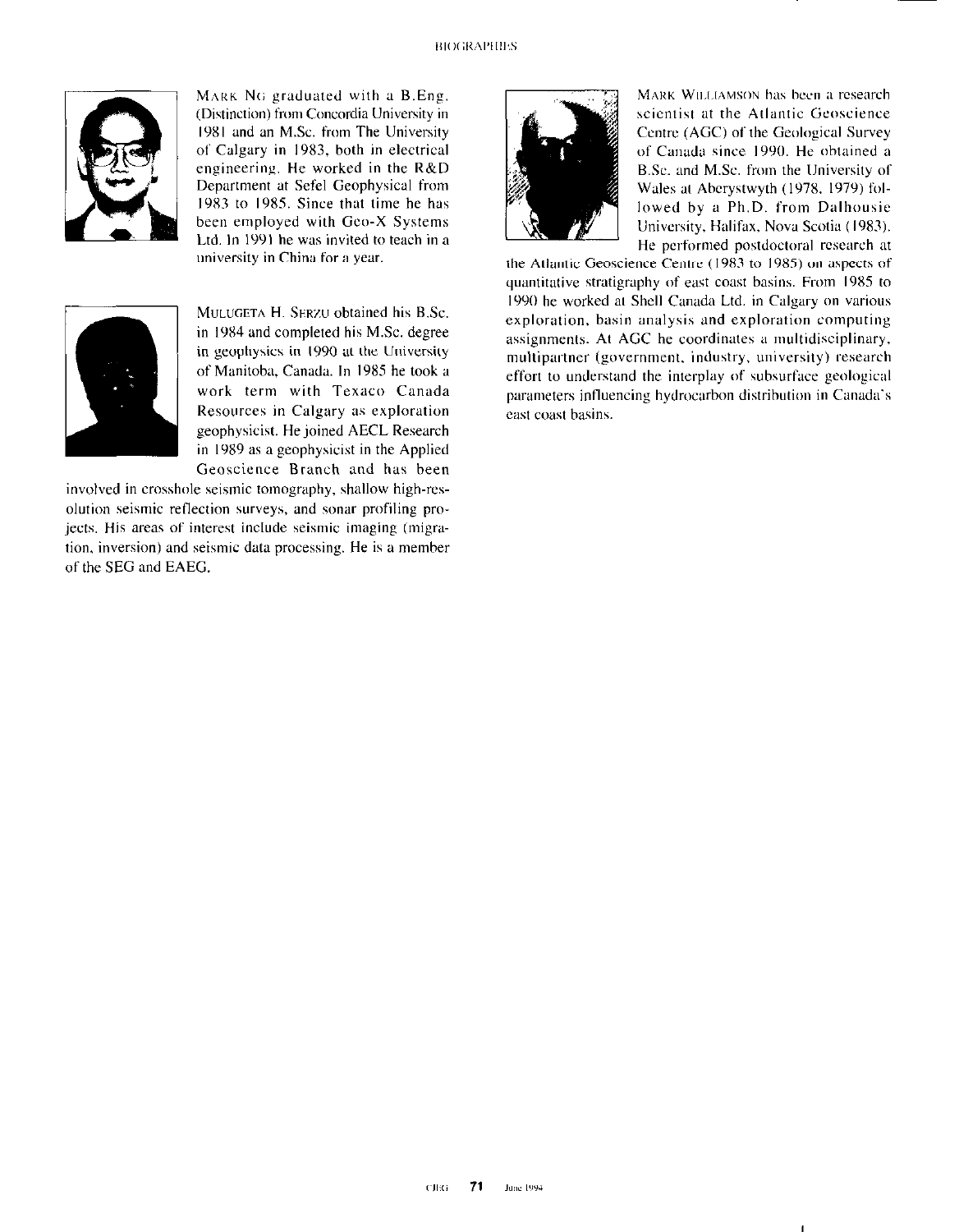## BIOGRAPHIES

MARK NG graduated with a B.Eng. (Distinction) from Concordia University in 1981 and an M.Sc. from The University of Calgary in 1983, both in electrical engineering. He worked in the R&D Department at Sefel Geophysical from 1983 to 1985. Since that time he has been employed with Geo-X Systems Ltd. In 1991 he was invited to teach in a university in China for a year.

MULUGETA H. SERZU obtained his B.Sc. in 1984 and completed his M.Sc. degree in geophysics in 1990 at the University of Manitoba, Canada. In 1985 he took a work term with Texaco Canada Resources in Calgary as exploration geophysicist. He joined AECL Research in 1989 as a geophysicist in the Applied Geoscience Branch and has been involved in crosshole seismic tomography, shallow high-resolution seismic reflection surveys, and sonar profiling projects. His areas of interest include seismic imaging (migration, inversion) and seismic data processing. He is a member of the SEG and EAEG.

MARK WILLIAMSON has been a research scientist at the Atlantic Geoscience Centre (AGC) of the Geological Survey of Canada since 1990. He obtained a B.Sc. and M.Sc. from the University of Wales at Aberystwyth (1978, 1979) followed by a Ph.D. from Dalhousie University, Halifax, Nova Scotia (1983). He performed postdoctoral research at the Atlantic Geoscience Centre (1983 to 1985) on aspects of quantitative stratigraphy of east coast basins. From 1985 to 1990 he worked at Shell Canada Ltd. in Calgary on various exploration, basin analysis and exploration computing assignments. At AGC he coordinates a multidisciplinary, multipartner (government, industry, university) research effort to understand the interplay of subsurface geological parameters influencing hydrocarbon distribution in Canada's east coast basins.